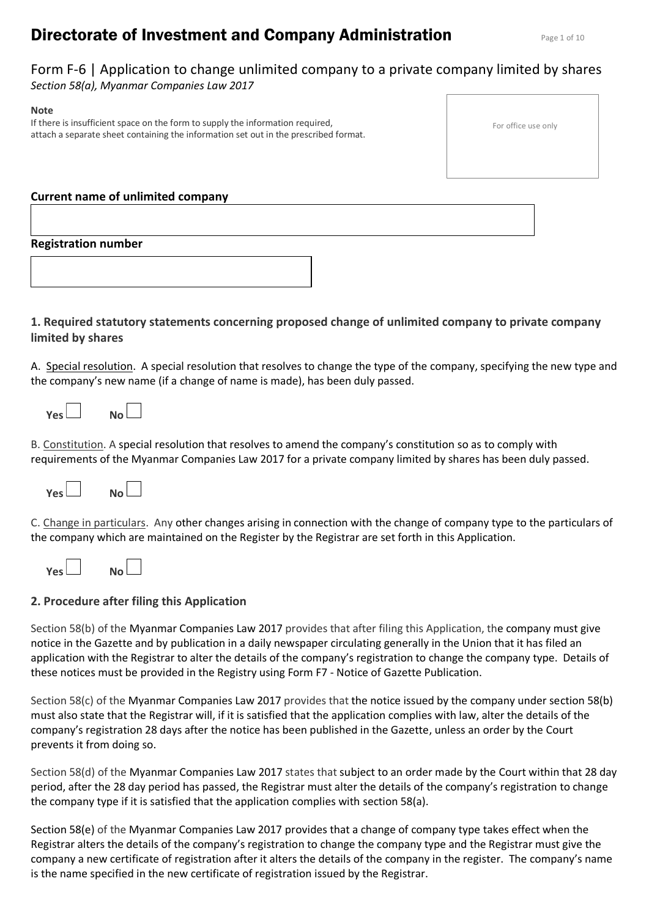# Directorate of Investment and Company Administration

## Form F-6 | Application to change unlimited company to a private company limited by shares

*Section 58(a), Myanmar Companies Law 2017*

**Note**

If there is insufficient space on the form to supply the information required, attach a separate sheet containing the information set out in the prescribed format.

For office use only

**Current name of unlimited company**

**Registration number**

### 1. Required statutory statements concerning proposed change of unlimited company to private company limited by shares

A. Special resolution. A special resolution that resolves to change the type of the company, specifying the new type and the company's new name (if a change of name is made), has been duly passed.

**Yes** ☐ **No** ☐

B. Constitution. A special resolution that resolves to amend the company's constitution so as to comply with requirements of the Myanmar Companies Law 2017 for a private company limited by shares has been duly passed.

**Yes** ☐ **No** ☐

C. Change in particulars. Any other changes arising in connection with the change of company type to the particulars of the company which are maintained on the Register by the Registrar are set forth in this Application.

**Yes** ☐ **No** ☐

### 2. Procedure after filing this Application

Section 58(b) of the Myanmar Companies Law 2017 provides that after filing this Application, the company must give notice in the Gazette and by publication in a daily newspaper circulating generally in the Union that it has filed an application with the Registrar to alter the details of the company's registration to change the company type. Details of these notices must be provided in the Registry using Form F7 - Notice of Gazette Publication.

Section 58(c) of the Myanmar Companies Law 2017 provides that the notice issued by the company under section 58(b) must also state that the Registrar will, if it is satisfied that the application complies with law, alter the details of the company's registration 28 days after the notice has been published in the Gazette, unless an order by the Court prevents it from doing so.

Section 58(d) of the Myanmar Companies Law 2017 states that subject to an order made by the Court within that 28 day period, after the 28 day period has passed, the Registrar must alter the details of the company's registration to change the company type if it is satisfied that the application complies with section 58(a).

Section 58(e) of the Myanmar Companies Law 2017 provides that a change of company type takes effect when the Registrar alters the details of the company's registration to change the company type and the Registrar must give the company a new certificate of registration after it alters the details of the company in the register. The company's name is the name specified in the new certificate of registration issued by the Registrar.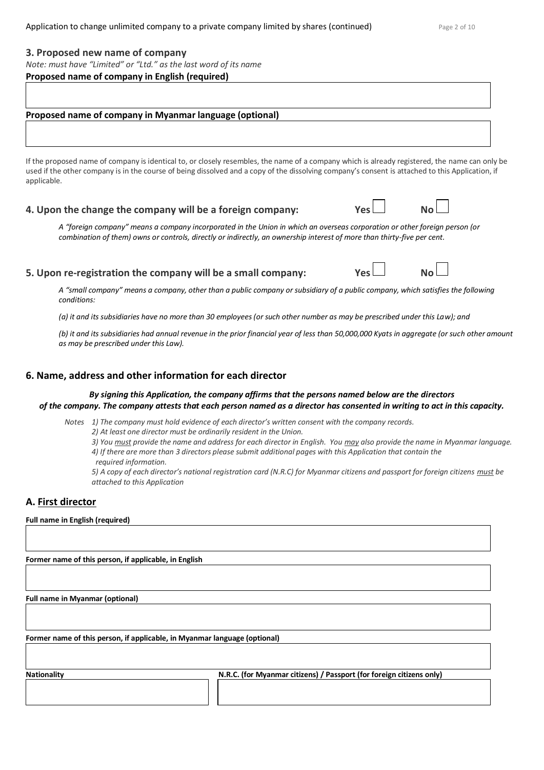## 3. Proposed new name of company

*Note: must have "Limited" or "Ltd." as the last word of its name*

**Proposed name of company in English (required)**

**Proposed name of company in Myanmar language (optional)**

If the proposed name of company is identical to, or closely resembles, the name of a company which is already registered, the name can only be used if the other company is in the course of being dissolved and a copy of the dissolving company's consent is attached to this Application, if applicable.

## 4. Upon the change the company will be a foreign company: Yes ☐ No ☐

*A "foreign company" means a company incorporated in the Union in which an overseas corporation or other foreign person (or combination of them) owns or controls, directly or indirectly, an ownership interest of more than thirty-five per cent.*

## 5. Upon re-registration the company will be a small company: Yes ☐ No ☐

*A "small company" means a company, other than a public company or subsidiary of a public company, which satisfies the following conditions:*

*(a) it and its subsidiaries have no more than 30 employees (or such other number as may be prescribed under this Law); and*

*(b) it and its subsidiaries had annual revenue in the prior financial year of less than 50,000,000 Kyats in aggregate (or such other amount as may be prescribed under this Law).*

## 6. Name, address and other information for each director

***By signing this Application, the company affirms that the persons named below are the directors of the company. The company attests that each person named as a director has consented in writing to act in this capacity.***

*Notes 1) The company must hold evidence of each director's written consent with the company records.*
*2) At least one director must be ordinarily resident in the Union.*
*3) You must provide the name and address for each director in English. You may also provide the name in Myanmar language.*
*4) If there are more than 3 directors please submit additional pages with this Application that contain the required information.*
*5) A copy of each director's national registration card (N.R.C) for Myanmar citizens and passport for foreign citizens must be attached to this Application*

## A. First director

**Full name in English (required)**

**Former name of this person, if applicable, in English**

**Full name in Myanmar (optional)**

**Former name of this person, if applicable, in Myanmar language (optional)**

| Nationality | N.R.C. (for Myanmar citizens) / Passport (for foreign citizens only) |
| --- | --- |
| | |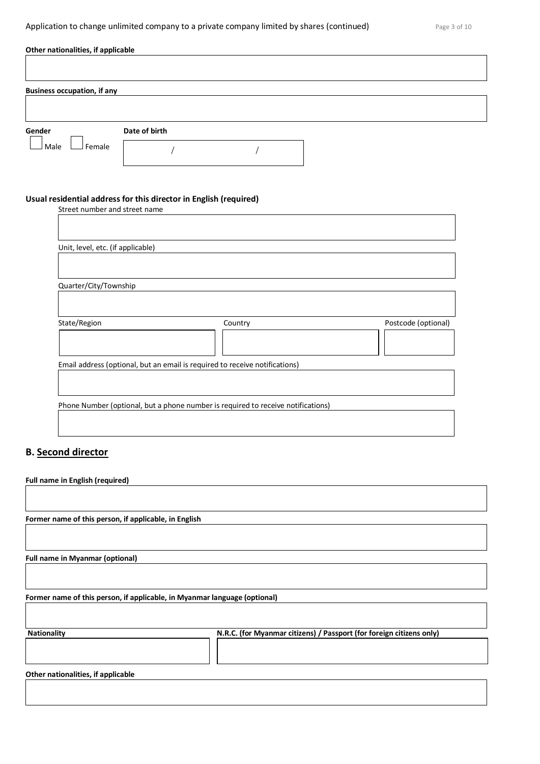**Other nationalities, if applicable**

**Business occupation, if any**

**Gender**

☐ Male ☐ Female

**Date of birth**

/ /

**Usual residential address for this director in English (required)**

Street number and street name

Unit, level, etc. (if applicable)

Quarter/City/Township

State/Region

Country

Postcode (optional)

Email address (optional, but an email is required to receive notifications)

Phone Number (optional, but a phone number is required to receive notifications)

## B. Second director

**Full name in English (required)**

**Former name of this person, if applicable, in English**

**Full name in Myanmar (optional)**

**Former name of this person, if applicable, in Myanmar language (optional)**

**Nationality**

**N.R.C. (for Myanmar citizens) / Passport (for foreign citizens only)**

**Other nationalities, if applicable**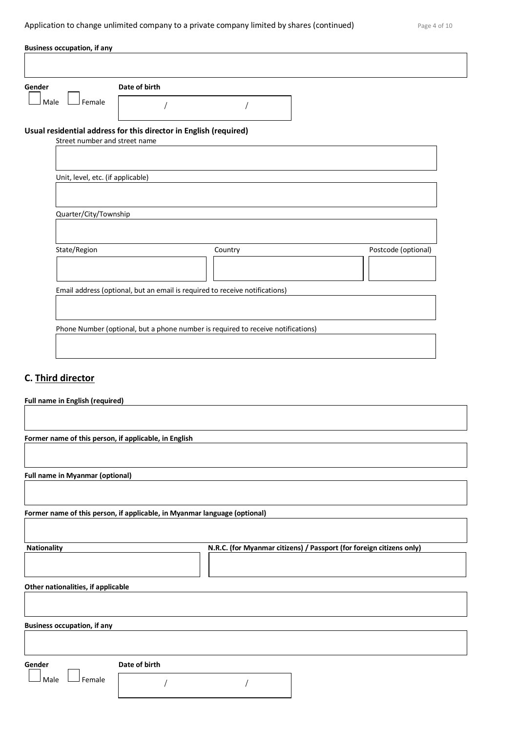**Business occupation, if any**

**Gender**

☐ Male ☐ Female

**Date of birth**

/ /

**Usual residential address for this director in English (required)**

Street number and street name

Unit, level, etc. (if applicable)

Quarter/City/Township

State/Region

Country

Postcode (optional)

Email address (optional, but an email is required to receive notifications)

Phone Number (optional, but a phone number is required to receive notifications)

## C. Third director

**Full name in English (required)**

**Former name of this person, if applicable, in English**

**Full name in Myanmar (optional)**

**Former name of this person, if applicable, in Myanmar language (optional)**

**Nationality**

**N.R.C. (for Myanmar citizens) / Passport (for foreign citizens only)**

**Other nationalities, if applicable**

**Business occupation, if any**

**Gender**

☐ Male ☐ Female

**Date of birth**

/ /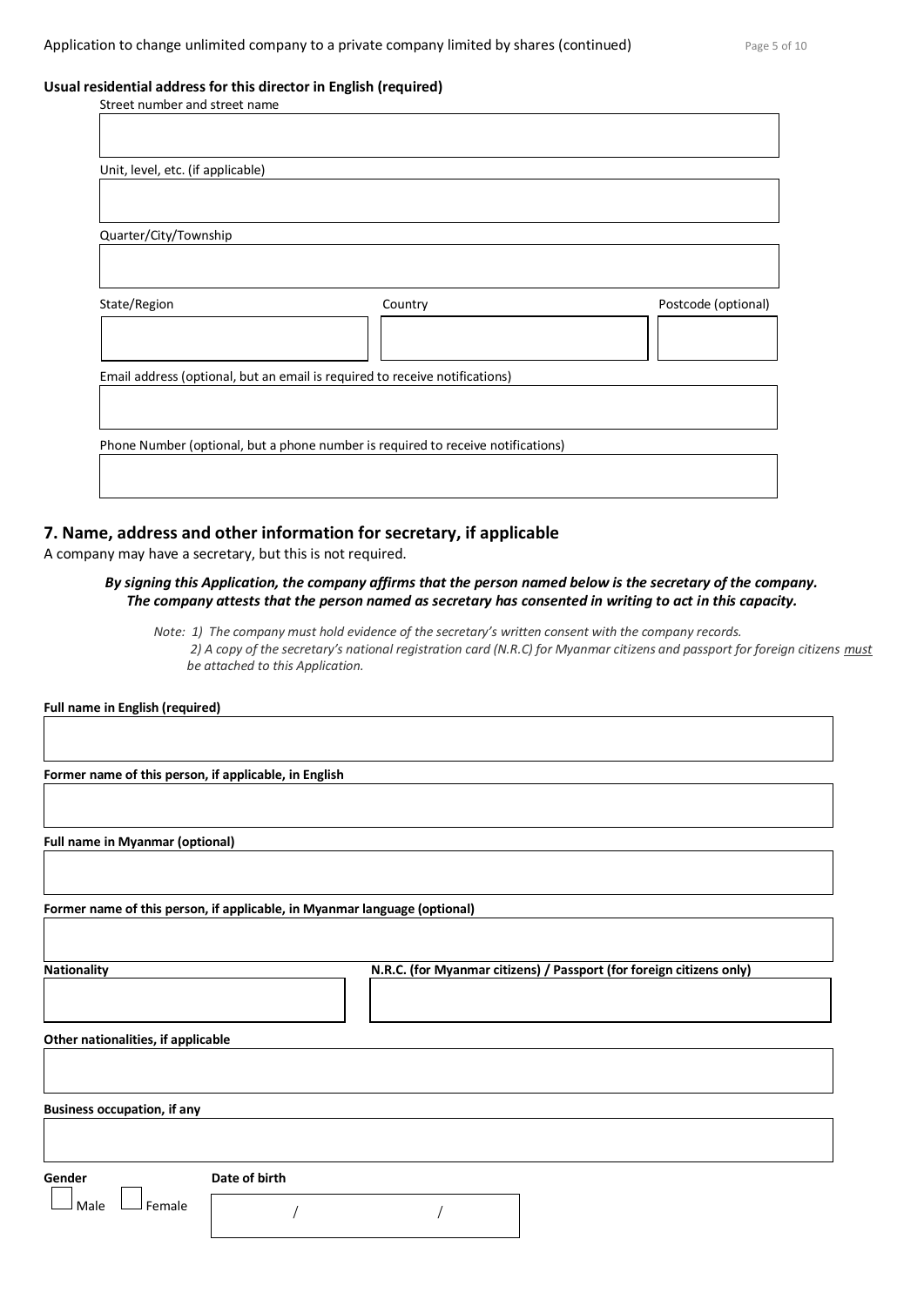**Usual residential address for this director in English (required)**

Street number and street name

Unit, level, etc. (if applicable)

Quarter/City/Township

State/Region

Country

Postcode (optional)

Email address (optional, but an email is required to receive notifications)

Phone Number (optional, but a phone number is required to receive notifications)

## 7. Name, address and other information for secretary, if applicable

A company may have a secretary, but this is not required.

***By signing this Application, the company affirms that the person named below is the secretary of the company. The company attests that the person named as secretary has consented in writing to act in this capacity.***

*Note: 1) The company must hold evidence of the secretary's written consent with the company records.*
*2) A copy of the secretary's national registration card (N.R.C) for Myanmar citizens and passport for foreign citizens must be attached to this Application.*

**Full name in English (required)**

**Former name of this person, if applicable, in English**

**Full name in Myanmar (optional)**

**Former name of this person, if applicable, in Myanmar language (optional)**

**Nationality**

**N.R.C. (for Myanmar citizens) / Passport (for foreign citizens only)**

**Other nationalities, if applicable**

**Business occupation, if any**

**Gender**

☐ Male ☐ Female

**Date of birth**

/ /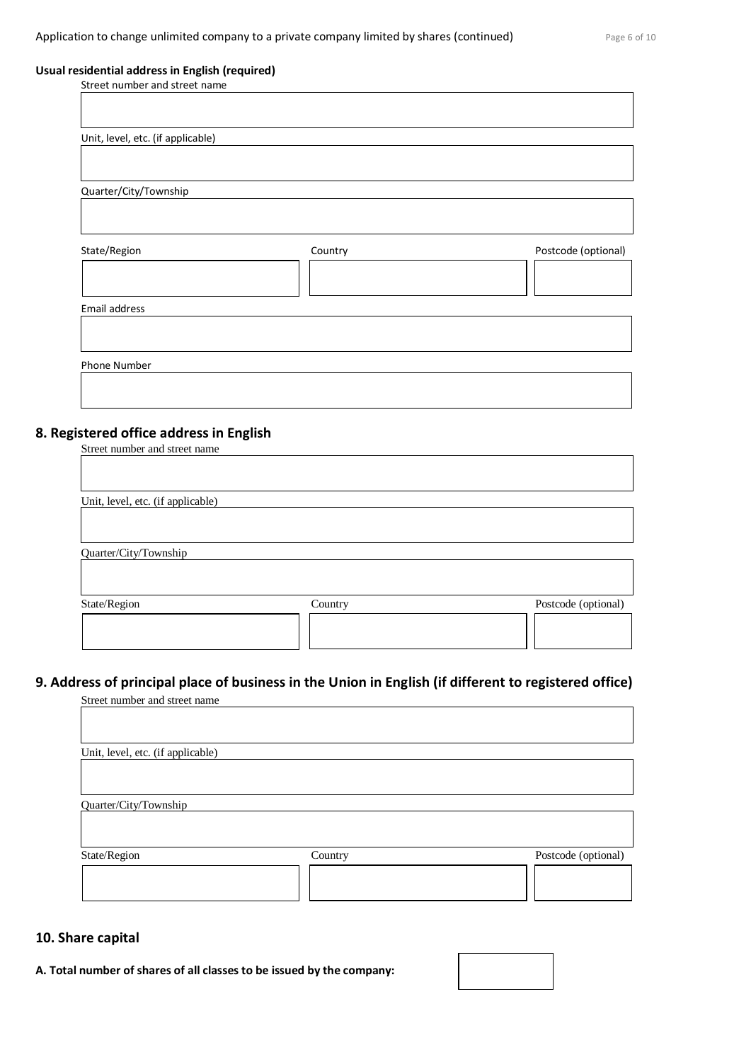**Usual residential address in English (required)**

Street number and street name

Unit, level, etc. (if applicable)

Quarter/City/Township

State/Region

Country

Postcode (optional)

Email address

Phone Number

## 8. Registered office address in English

Street number and street name

Unit, level, etc. (if applicable)

Quarter/City/Township

State/Region

Country

Postcode (optional)

## 9. Address of principal place of business in the Union in English (if different to registered office)

Street number and street name

Unit, level, etc. (if applicable)

Quarter/City/Township

State/Region

Country

Postcode (optional)

## 10. Share capital

**A. Total number of shares of all classes to be issued by the company:**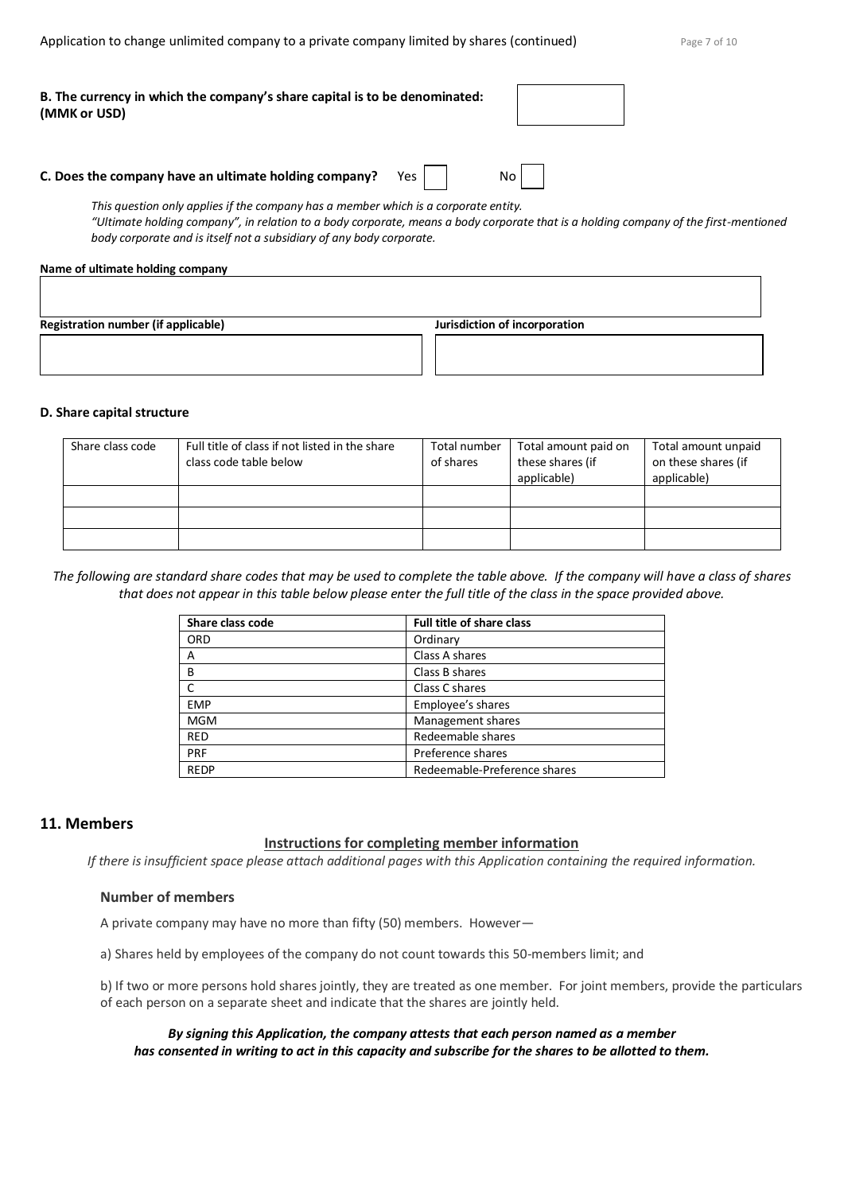**B. The currency in which the company's share capital is to be denominated: (MMK or USD)**

**C. Does the company have an ultimate holding company?** Yes ☐ No ☐

*This question only applies if the company has a member which is a corporate entity.*
*"Ultimate holding company", in relation to a body corporate, means a body corporate that is a holding company of the first-mentioned body corporate and is itself not a subsidiary of any body corporate.*

**Name of ultimate holding company**

**Registration number (if applicable)**

**Jurisdiction of incorporation**

**D. Share capital structure**

| Share class code | Full title of class if not listed in the share class code table below | Total number of shares | Total amount paid on these shares (if applicable) | Total amount unpaid on these shares (if applicable) |
|---|---|---|---|---|
| | | | | |
| | | | | |
| | | | | |

*The following are standard share codes that may be used to complete the table above. If the company will have a class of shares that does not appear in this table below please enter the full title of the class in the space provided above.*

| Share class code | Full title of share class |
|---|---|
| ORD | Ordinary |
| A | Class A shares |
| B | Class B shares |
| C | Class C shares |
| EMP | Employee's shares |
| MGM | Management shares |
| RED | Redeemable shares |
| PRF | Preference shares |
| REDP | Redeemable-Preference shares |

## 11. Members

**Instructions for completing member information**

*If there is insufficient space please attach additional pages with this Application containing the required information.*

### Number of members

A private company may have no more than fifty (50) members. However—

a) Shares held by employees of the company do not count towards this 50-members limit; and

b) If two or more persons hold shares jointly, they are treated as one member. For joint members, provide the particulars of each person on a separate sheet and indicate that the shares are jointly held.

***By signing this Application, the company attests that each person named as a member has consented in writing to act in this capacity and subscribe for the shares to be allotted to them.***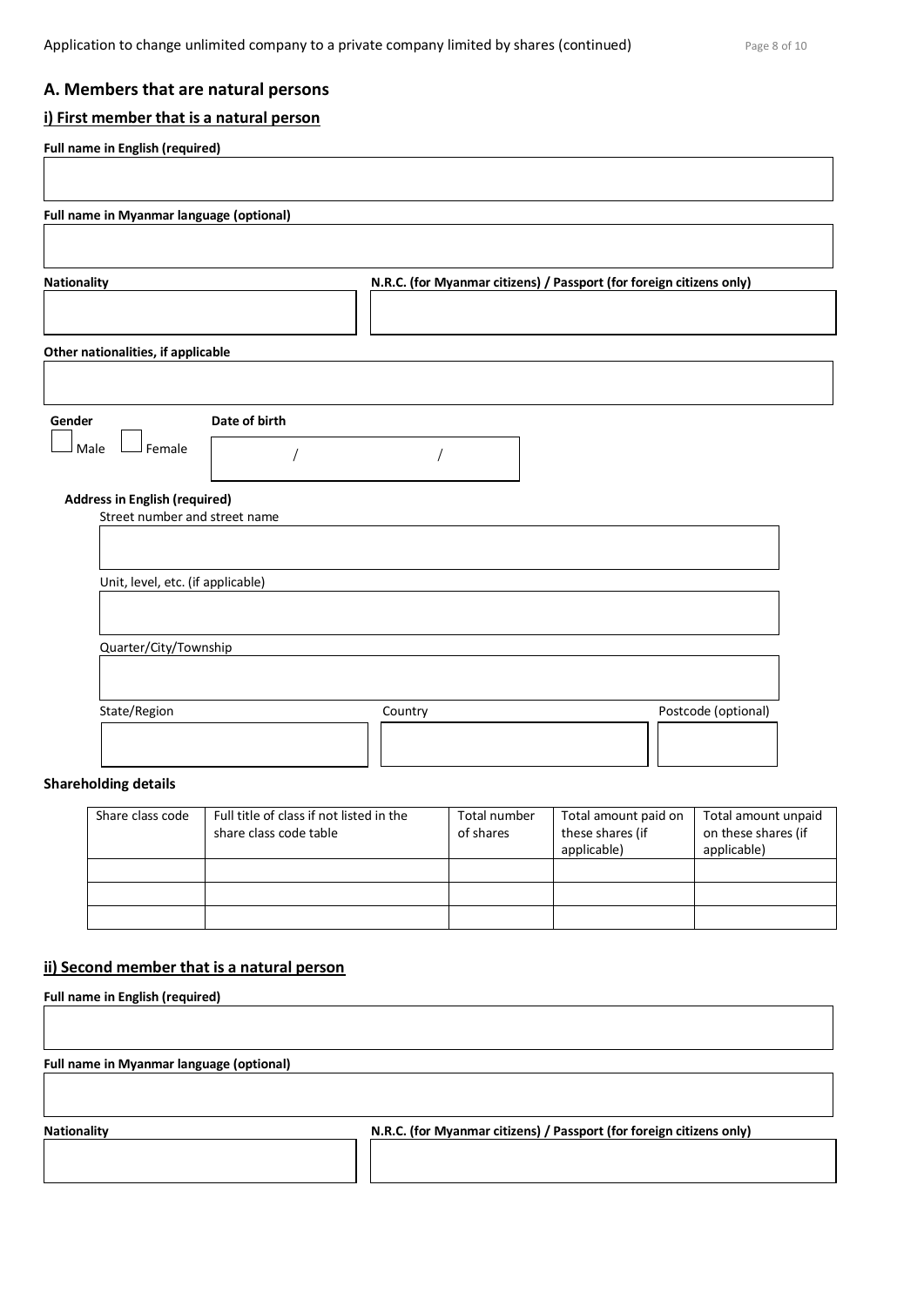## A. Members that are natural persons

### i) First member that is a natural person

**Full name in English (required)**

**Full name in Myanmar language (optional)**

**Nationality**

**N.R.C. (for Myanmar citizens) / Passport (for foreign citizens only)**

**Other nationalities, if applicable**

**Gender**

☐ Male ☐ Female

**Date of birth**

/ /

**Address in English (required)**

Street number and street name

Unit, level, etc. (if applicable)

Quarter/City/Township

State/Region

Country

Postcode (optional)

**Shareholding details**

| Share class code | Full title of class if not listed in the share class code table | Total number of shares | Total amount paid on these shares (if applicable) | Total amount unpaid on these shares (if applicable) |
|---|---|---|---|---|
| | | | | |
| | | | | |
| | | | | |

### ii) Second member that is a natural person

**Full name in English (required)**

**Full name in Myanmar language (optional)**

**Nationality**

**N.R.C. (for Myanmar citizens) / Passport (for foreign citizens only)**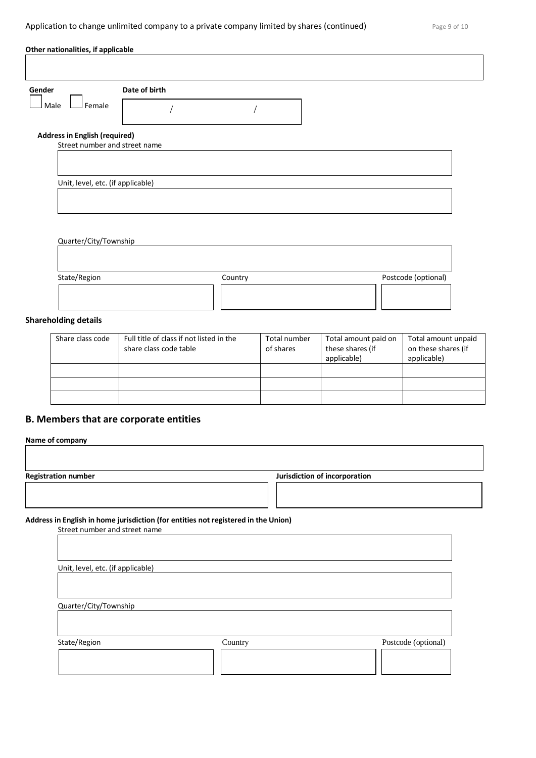**Other nationalities, if applicable**

**Gender**

☐ Male ☐ Female

**Date of birth**

/ /

**Address in English (required)**

Street number and street name

Unit, level, etc. (if applicable)

Quarter/City/Township

State/Region

Country

Postcode (optional)

### Shareholding details

| Share class code | Full title of class if not listed in the share class code table | Total number of shares | Total amount paid on these shares (if applicable) | Total amount unpaid on these shares (if applicable) |
|---|---|---|---|---|
| | | | | |
| | | | | |
| | | | | |

## B. Members that are corporate entities

**Name of company**

**Registration number**

**Jurisdiction of incorporation**

**Address in English in home jurisdiction (for entities not registered in the Union)**

Street number and street name

Unit, level, etc. (if applicable)

Quarter/City/Township

State/Region

Country

Postcode (optional)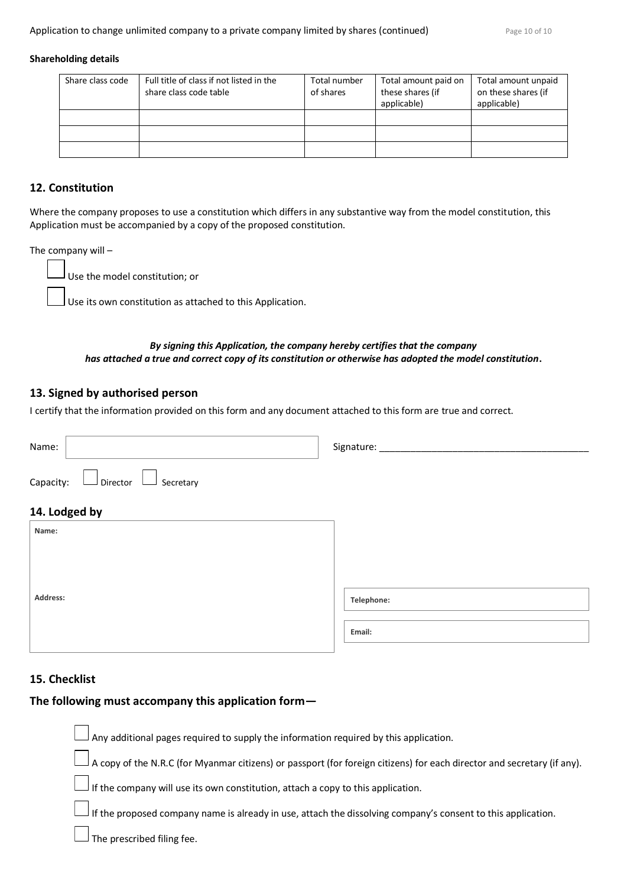**Shareholding details**

| Share class code | Full title of class if not listed in the share class code table | Total number of shares | Total amount paid on these shares (if applicable) | Total amount unpaid on these shares (if applicable) |
|---|---|---|---|---|
| | | | | |
| | | | | |
| | | | | |

## 12. Constitution

Where the company proposes to use a constitution which differs in any substantive way from the model constitution, this Application must be accompanied by a copy of the proposed constitution.

The company will –

☐ Use the model constitution; or

☐ Use its own constitution as attached to this Application.

***By signing this Application, the company hereby certifies that the company has attached a true and correct copy of its constitution or otherwise has adopted the model constitution.***

## 13. Signed by authorised person

I certify that the information provided on this form and any document attached to this form are true and correct.

Name: ______________________ Signature: ______________________

Capacity: ☐ Director ☐ Secretary

## 14. Lodged by

**Name:**

**Address:**

**Telephone:**

**Email:**

## 15. Checklist

## The following must accompany this application form—

☐ Any additional pages required to supply the information required by this application.

☐ A copy of the N.R.C (for Myanmar citizens) or passport (for foreign citizens) for each director and secretary (if any).

☐ If the company will use its own constitution, attach a copy to this application.

☐ If the proposed company name is already in use, attach the dissolving company's consent to this application.

☐ The prescribed filing fee.